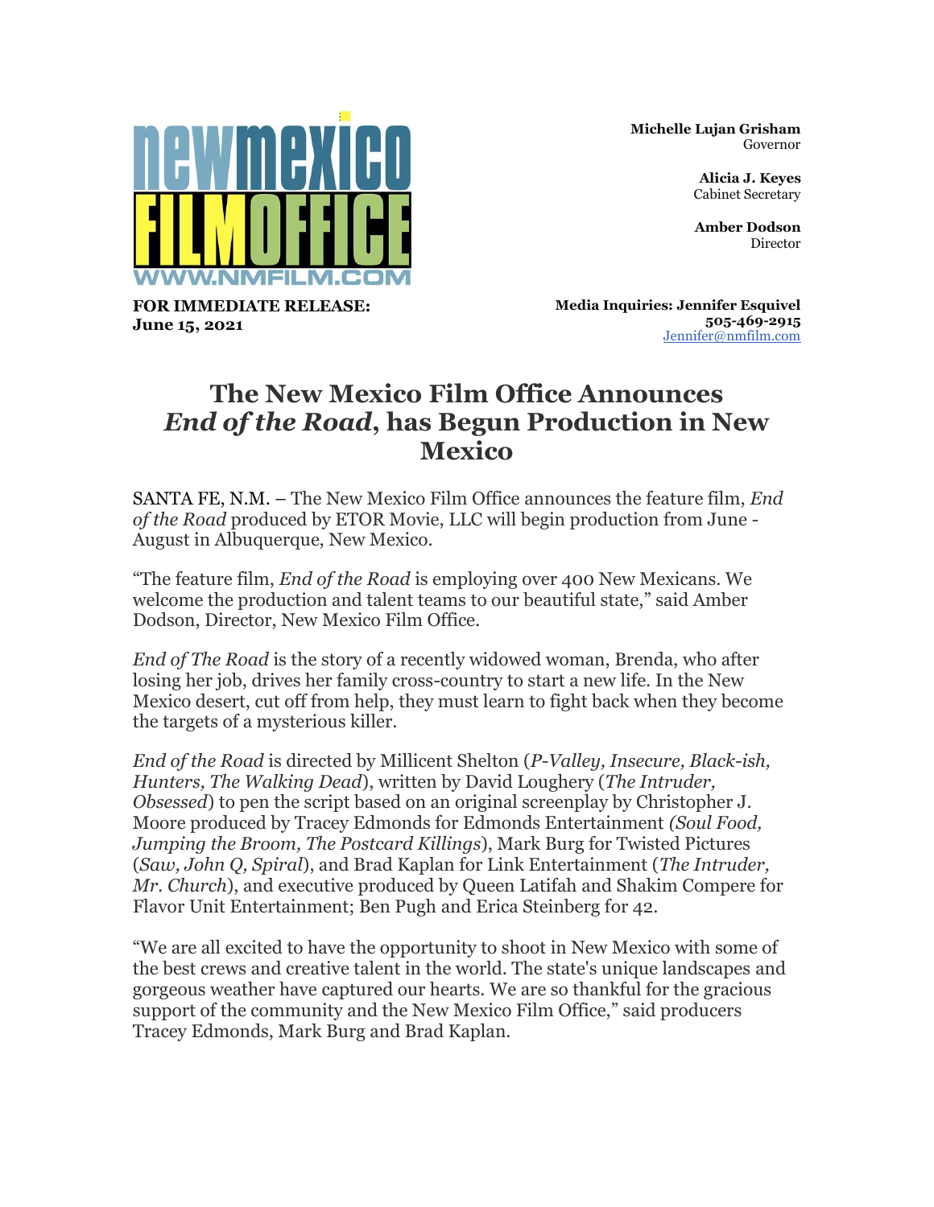newmexico FILMOFFICE
WWW.NMFILM.COM

**Michelle Lujan Grisham**
Governor

**Alicia J. Keyes**
Cabinet Secretary

**Amber Dodson**
Director

**FOR IMMEDIATE RELEASE:**
**June 15, 2021**

**Media Inquiries: Jennifer Esquivel**
**505-469-2915**
Jennifer@nmfilm.com

# The New Mexico Film Office Announces *End of the Road*, has Begun Production in New Mexico

SANTA FE, N.M. – The New Mexico Film Office announces the feature film, *End of the Road* produced by ETOR Movie, LLC will begin production from June - August in Albuquerque, New Mexico.

"The feature film, *End of the Road* is employing over 400 New Mexicans. We welcome the production and talent teams to our beautiful state," said Amber Dodson, Director, New Mexico Film Office.

*End of The Road* is the story of a recently widowed woman, Brenda, who after losing her job, drives her family cross-country to start a new life. In the New Mexico desert, cut off from help, they must learn to fight back when they become the targets of a mysterious killer.

*End of the Road* is directed by Millicent Shelton (*P-Valley, Insecure, Black-ish, Hunters, The Walking Dead*), written by David Loughery (*The Intruder, Obsessed*) to pen the script based on an original screenplay by Christopher J. Moore produced by Tracey Edmonds for Edmonds Entertainment *(Soul Food, Jumping the Broom, The Postcard Killings*), Mark Burg for Twisted Pictures (*Saw, John Q, Spiral*), and Brad Kaplan for Link Entertainment (*The Intruder, Mr. Church*), and executive produced by Queen Latifah and Shakim Compere for Flavor Unit Entertainment; Ben Pugh and Erica Steinberg for 42.

"We are all excited to have the opportunity to shoot in New Mexico with some of the best crews and creative talent in the world. The state's unique landscapes and gorgeous weather have captured our hearts. We are so thankful for the gracious support of the community and the New Mexico Film Office," said producers Tracey Edmonds, Mark Burg and Brad Kaplan.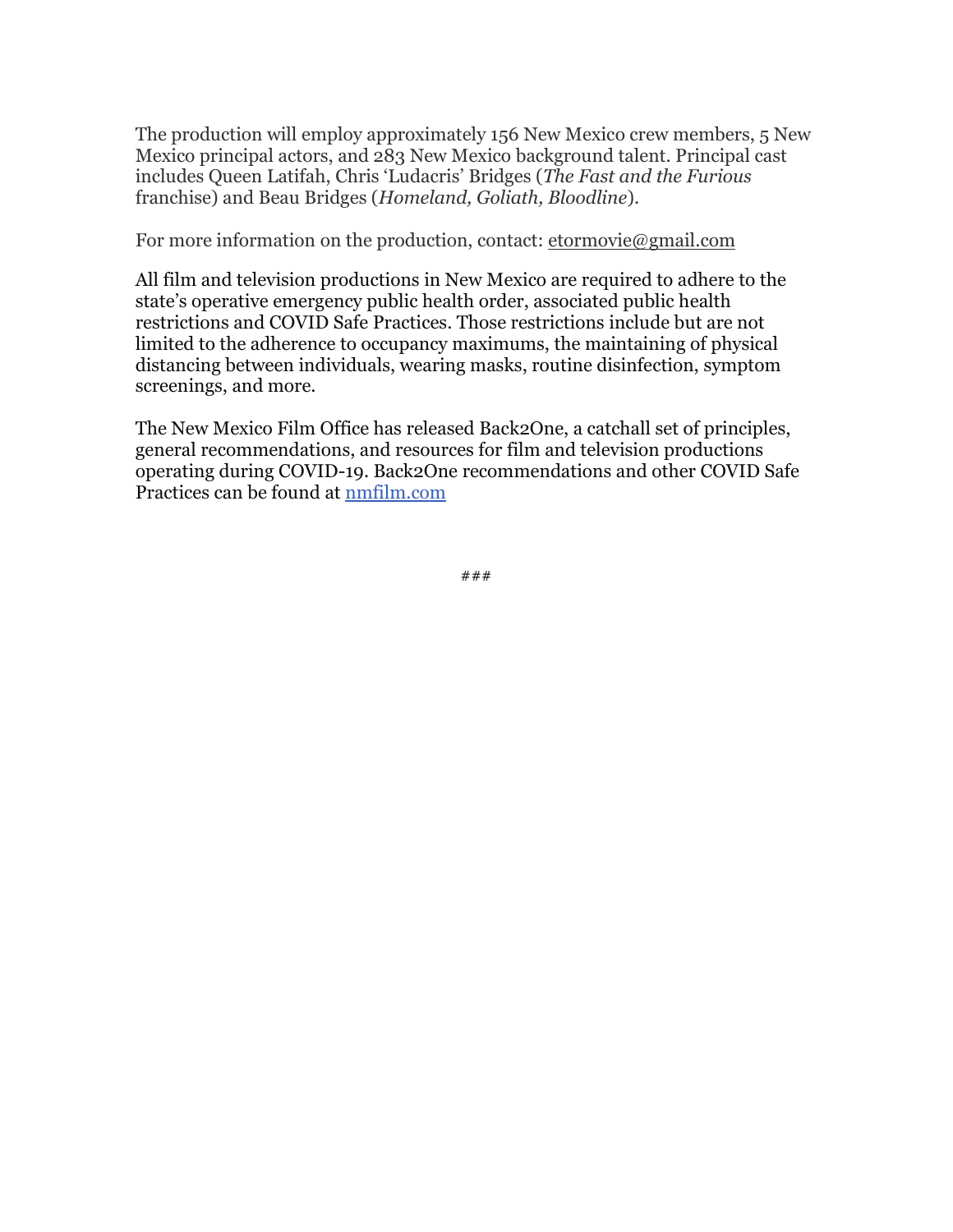The production will employ approximately 156 New Mexico crew members, 5 New Mexico principal actors, and 283 New Mexico background talent. Principal cast includes Queen Latifah, Chris 'Ludacris' Bridges (*The Fast and the Furious* franchise) and Beau Bridges (*Homeland, Goliath, Bloodline*).

For more information on the production, contact: etormovie@gmail.com

All film and television productions in New Mexico are required to adhere to the state's operative emergency public health order, associated public health restrictions and COVID Safe Practices. Those restrictions include but are not limited to the adherence to occupancy maximums, the maintaining of physical distancing between individuals, wearing masks, routine disinfection, symptom screenings, and more.

The New Mexico Film Office has released Back2One, a catchall set of principles, general recommendations, and resources for film and television productions operating during COVID-19. Back2One recommendations and other COVID Safe Practices can be found at [nmfilm.com](nmfilm.com)

###